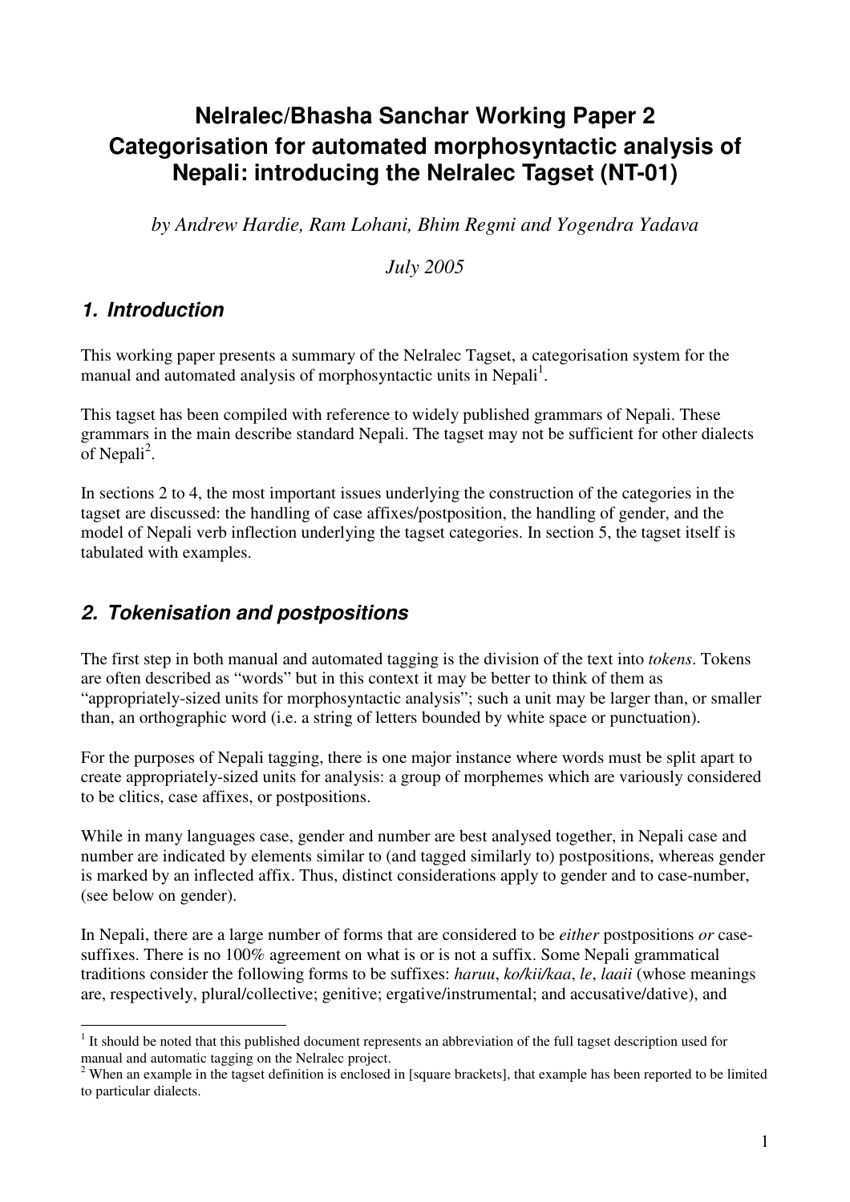# Nelralec/Bhasha Sanchar Working Paper 2
# Categorisation for automated morphosyntactic analysis of Nepali: introducing the Nelralec Tagset (NT-01)

*by Andrew Hardie, Ram Lohani, Bhim Regmi and Yogendra Yadava*

*July 2005*

## 1. Introduction

This working paper presents a summary of the Nelralec Tagset, a categorisation system for the manual and automated analysis of morphosyntactic units in Nepali[1].

This tagset has been compiled with reference to widely published grammars of Nepali. These grammars in the main describe standard Nepali. The tagset may not be sufficient for other dialects of Nepali[2].

In sections 2 to 4, the most important issues underlying the construction of the categories in the tagset are discussed: the handling of case affixes/postposition, the handling of gender, and the model of Nepali verb inflection underlying the tagset categories. In section 5, the tagset itself is tabulated with examples.

## 2. Tokenisation and postpositions

The first step in both manual and automated tagging is the division of the text into *tokens*. Tokens are often described as "words" but in this context it may be better to think of them as "appropriately-sized units for morphosyntactic analysis"; such a unit may be larger than, or smaller than, an orthographic word (i.e. a string of letters bounded by white space or punctuation).

For the purposes of Nepali tagging, there is one major instance where words must be split apart to create appropriately-sized units for analysis: a group of morphemes which are variously considered to be clitics, case affixes, or postpositions.

While in many languages case, gender and number are best analysed together, in Nepali case and number are indicated by elements similar to (and tagged similarly to) postpositions, whereas gender is marked by an inflected affix. Thus, distinct considerations apply to gender and to case-number, (see below on gender).

In Nepali, there are a large number of forms that are considered to be *either* postpositions *or* case-suffixes. There is no 100% agreement on what is or is not a suffix. Some Nepali grammatical traditions consider the following forms to be suffixes: *haruu*, *ko/kii/kaa*, *le*, *laaii* (whose meanings are, respectively, plural/collective; genitive; ergative/instrumental; and accusative/dative), and

[1] It should be noted that this published document represents an abbreviation of the full tagset description used for manual and automatic tagging on the Nelralec project.

[2] When an example in the tagset definition is enclosed in [square brackets], that example has been reported to be limited to particular dialects.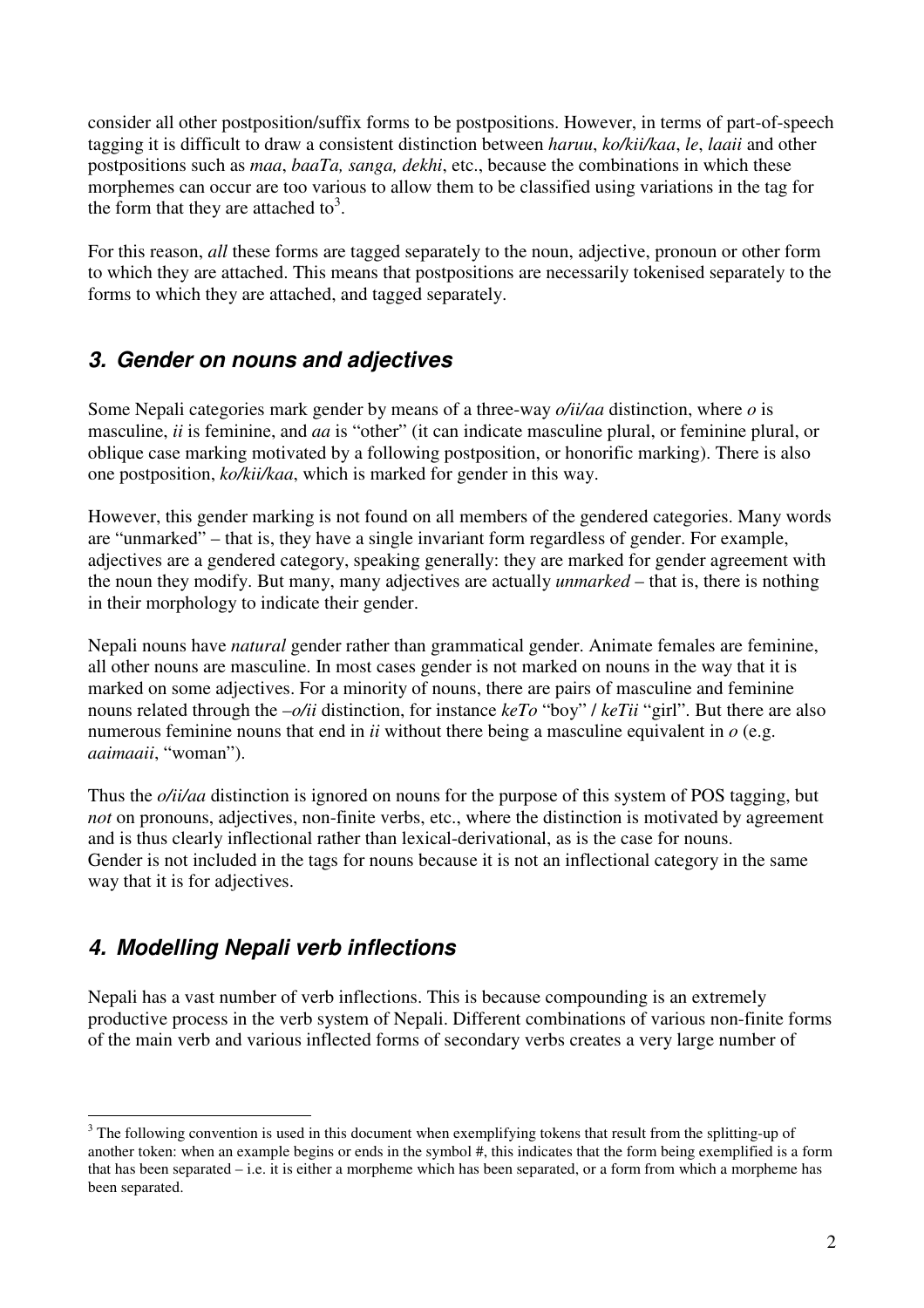consider all other postposition/suffix forms to be postpositions. However, in terms of part-of-speech tagging it is difficult to draw a consistent distinction between *haruu*, *ko/kii/kaa*, *le*, *laaii* and other postpositions such as *maa*, *baaTa, sanga, dekhi*, etc., because the combinations in which these morphemes can occur are too various to allow them to be classified using variations in the tag for the form that they are attached to[3].

For this reason, *all* these forms are tagged separately to the noun, adjective, pronoun or other form to which they are attached. This means that postpositions are necessarily tokenised separately to the forms to which they are attached, and tagged separately.

## 3. Gender on nouns and adjectives

Some Nepali categories mark gender by means of a three-way *o/ii/aa* distinction, where *o* is masculine, *ii* is feminine, and *aa* is "other" (it can indicate masculine plural, or feminine plural, or oblique case marking motivated by a following postposition, or honorific marking). There is also one postposition, *ko/kii/kaa*, which is marked for gender in this way.

However, this gender marking is not found on all members of the gendered categories. Many words are "unmarked" – that is, they have a single invariant form regardless of gender. For example, adjectives are a gendered category, speaking generally: they are marked for gender agreement with the noun they modify. But many, many adjectives are actually *unmarked* – that is, there is nothing in their morphology to indicate their gender.

Nepali nouns have *natural* gender rather than grammatical gender. Animate females are feminine, all other nouns are masculine. In most cases gender is not marked on nouns in the way that it is marked on some adjectives. For a minority of nouns, there are pairs of masculine and feminine nouns related through the *–o/ii* distinction, for instance *keTo* "boy" / *keTii* "girl". But there are also numerous feminine nouns that end in *ii* without there being a masculine equivalent in *o* (e.g. *aaimaaii*, "woman").

Thus the *o/ii/aa* distinction is ignored on nouns for the purpose of this system of POS tagging, but *not* on pronouns, adjectives, non-finite verbs, etc., where the distinction is motivated by agreement and is thus clearly inflectional rather than lexical-derivational, as is the case for nouns. Gender is not included in the tags for nouns because it is not an inflectional category in the same way that it is for adjectives.

## 4. Modelling Nepali verb inflections

Nepali has a vast number of verb inflections. This is because compounding is an extremely productive process in the verb system of Nepali. Different combinations of various non-finite forms of the main verb and various inflected forms of secondary verbs creates a very large number of

[3] The following convention is used in this document when exemplifying tokens that result from the splitting-up of another token: when an example begins or ends in the symbol #, this indicates that the form being exemplified is a form that has been separated – i.e. it is either a morpheme which has been separated, or a form from which a morpheme has been separated.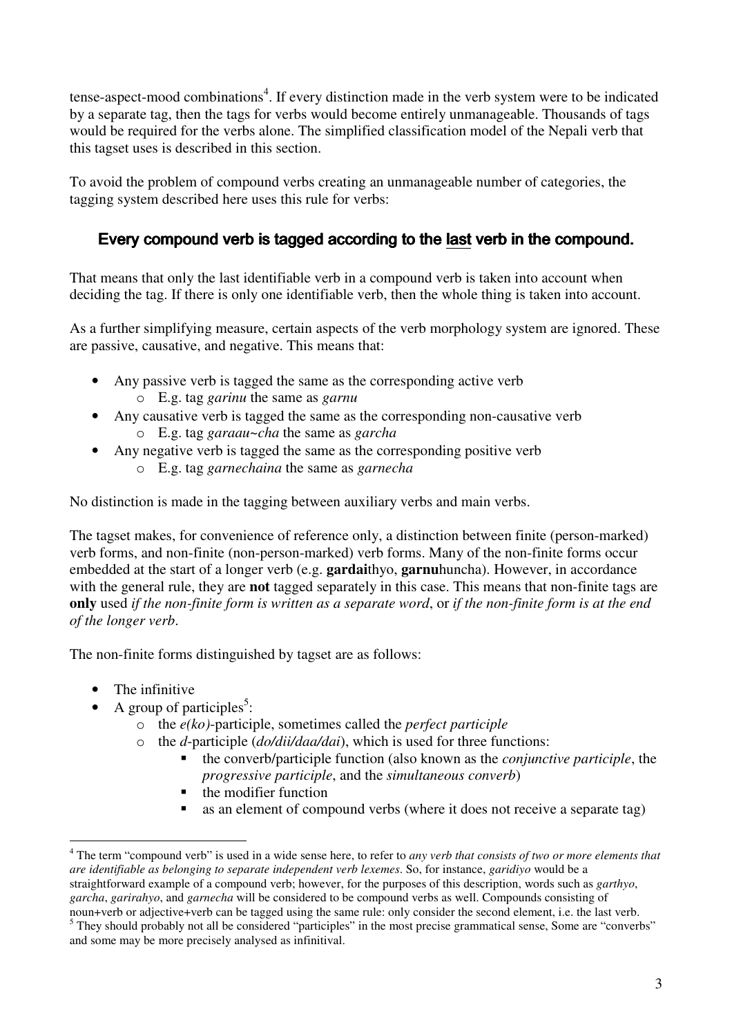tense-aspect-mood combinations[4]. If every distinction made in the verb system were to be indicated by a separate tag, then the tags for verbs would become entirely unmanageable. Thousands of tags would be required for the verbs alone. The simplified classification model of the Nepali verb that this tagset uses is described in this section.

To avoid the problem of compound verbs creating an unmanageable number of categories, the tagging system described here uses this rule for verbs:

**Every compound verb is tagged according to the <u>last</u> verb in the compound.**

That means that only the last identifiable verb in a compound verb is taken into account when deciding the tag. If there is only one identifiable verb, then the whole thing is taken into account.

As a further simplifying measure, certain aspects of the verb morphology system are ignored. These are passive, causative, and negative. This means that:

- Any passive verb is tagged the same as the corresponding active verb
  - E.g. tag *garinu* the same as *garnu*
- Any causative verb is tagged the same as the corresponding non-causative verb
  - E.g. tag *garaau~cha* the same as *garcha*
- Any negative verb is tagged the same as the corresponding positive verb
  - E.g. tag *garnechaina* the same as *garnecha*

No distinction is made in the tagging between auxiliary verbs and main verbs.

The tagset makes, for convenience of reference only, a distinction between finite (person-marked) verb forms, and non-finite (non-person-marked) verb forms. Many of the non-finite forms occur embedded at the start of a longer verb (e.g. **gardai**thyo, **garnu**huncha). However, in accordance with the general rule, they are **not** tagged separately in this case. This means that non-finite tags are **only** used *if the non-finite form is written as a separate word*, or *if the non-finite form is at the end of the longer verb*.

The non-finite forms distinguished by tagset are as follows:

- The infinitive
- A group of participles[5]:
  - the *e(ko)*-participle, sometimes called the *perfect participle*
  - the *d*-participle (*do/dii/daa/dai*), which is used for three functions:
    - the converb/participle function (also known as the *conjunctive participle*, the *progressive participle*, and the *simultaneous converb*)
    - the modifier function
    - as an element of compound verbs (where it does not receive a separate tag)

---

[4] The term "compound verb" is used in a wide sense here, to refer to *any verb that consists of two or more elements that are identifiable as belonging to separate independent verb lexemes*. So, for instance, *garidiyo* would be a straightforward example of a compound verb; however, for the purposes of this description, words such as *garthyo*, *garcha*, *garirahyo*, and *garnecha* will be considered to be compound verbs as well. Compounds consisting of noun+verb or adjective+verb can be tagged using the same rule: only consider the second element, i.e. the last verb.

[5] They should probably not all be considered "participles" in the most precise grammatical sense, Some are "converbs" and some may be more precisely analysed as infinitival.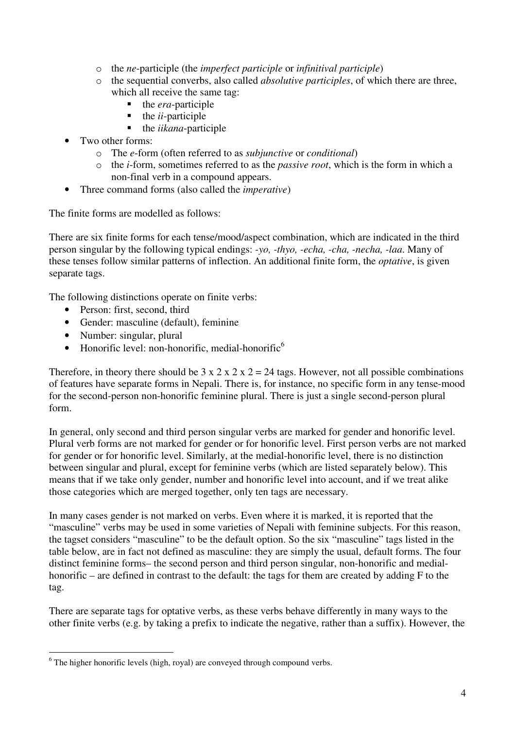- the *ne*-participle (the *imperfect participle* or *infinitival participle*)
  - the sequential converbs, also called *absolutive participles*, of which there are three, which all receive the same tag:
    - the *era*-participle
    - the *ii*-participle
    - the *iikana*-participle
- Two other forms:
  - The *e*-form (often referred to as *subjunctive* or *conditional*)
  - the *i*-form, sometimes referred to as the *passive root*, which is the form in which a non-final verb in a compound appears.
- Three command forms (also called the *imperative*)

The finite forms are modelled as follows:

There are six finite forms for each tense/mood/aspect combination, which are indicated in the third person singular by the following typical endings: *-yo, -thyo, -echa, -cha, -necha, -laa*. Many of these tenses follow similar patterns of inflection. An additional finite form, the *optative*, is given separate tags.

The following distinctions operate on finite verbs:

- Person: first, second, third
- Gender: masculine (default), feminine
- Number: singular, plural
- Honorific level: non-honorific, medial-honorific[6]

Therefore, in theory there should be 3 x 2 x 2 x 2 = 24 tags. However, not all possible combinations of features have separate forms in Nepali. There is, for instance, no specific form in any tense-mood for the second-person non-honorific feminine plural. There is just a single second-person plural form.

In general, only second and third person singular verbs are marked for gender and honorific level. Plural verb forms are not marked for gender or for honorific level. First person verbs are not marked for gender or for honorific level. Similarly, at the medial-honorific level, there is no distinction between singular and plural, except for feminine verbs (which are listed separately below). This means that if we take only gender, number and honorific level into account, and if we treat alike those categories which are merged together, only ten tags are necessary.

In many cases gender is not marked on verbs. Even where it is marked, it is reported that the "masculine" verbs may be used in some varieties of Nepali with feminine subjects. For this reason, the tagset considers "masculine" to be the default option. So the six "masculine" tags listed in the table below, are in fact not defined as masculine: they are simply the usual, default forms. The four distinct feminine forms– the second person and third person singular, non-honorific and medial-honorific – are defined in contrast to the default: the tags for them are created by adding F to the tag.

There are separate tags for optative verbs, as these verbs behave differently in many ways to the other finite verbs (e.g. by taking a prefix to indicate the negative, rather than a suffix). However, the

[6] The higher honorific levels (high, royal) are conveyed through compound verbs.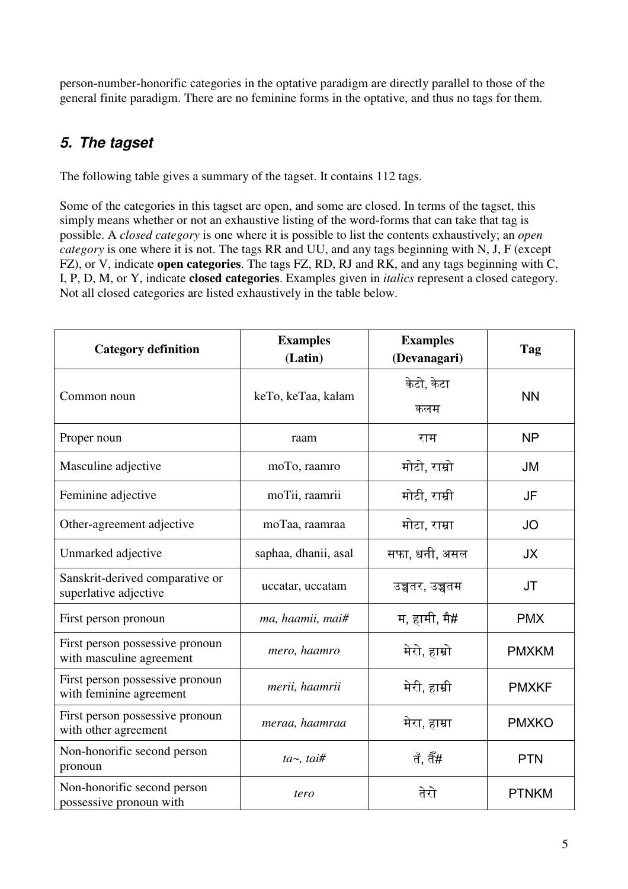person-number-honorific categories in the optative paradigm are directly parallel to those of the general finite paradigm. There are no feminine forms in the optative, and thus no tags for them.

## *5. The tagset*

The following table gives a summary of the tagset. It contains 112 tags.

Some of the categories in this tagset are open, and some are closed. In terms of the tagset, this simply means whether or not an exhaustive listing of the word-forms that can take that tag is possible. A *closed category* is one where it is possible to list the contents exhaustively; an *open category* is one where it is not. The tags RR and UU, and any tags beginning with N, J, F (except FZ), or V, indicate **open categories**. The tags FZ, RD, RJ and RK, and any tags beginning with C, I, P, D, M, or Y, indicate **closed categories**. Examples given in *italics* represent a closed category. Not all closed categories are listed exhaustively in the table below.

| Category definition | Examples (Latin) | Examples (Devanagari) | Tag |
|---|---|---|---|
| Common noun | keTo, keTaa, kalam | केटो, केटा कलम | NN |
| Proper noun | raam | राम | NP |
| Masculine adjective | moTo, raamro | मोटो, राम्रो | JM |
| Feminine adjective | moTii, raamrii | मोटी, राम्री | JF |
| Other-agreement adjective | moTaa, raamraa | मोटा, राम्रा | JO |
| Unmarked adjective | saphaa, dhanii, asal | सफा, धनी, असल | JX |
| Sanskrit-derived comparative or superlative adjective | uccatar, uccatam | उच्चतर, उच्चतम | JT |
| First person pronoun | *ma, haamii, mai#* | म, हामी, मै# | PMX |
| First person possessive pronoun with masculine agreement | *mero, haamro* | मेरो, हाम्रो | PMXKM |
| First person possessive pronoun with feminine agreement | *merii, haamrii* | मेरी, हाम्री | PMXKF |
| First person possessive pronoun with other agreement | *meraa, haamraa* | मेरा, हाम्रा | PMXKO |
| Non-honorific second person pronoun | *ta~, tai#* | तँ, तैँ# | PTN |
| Non-honorific second person possessive pronoun with | *tero* | तेरो | PTNKM |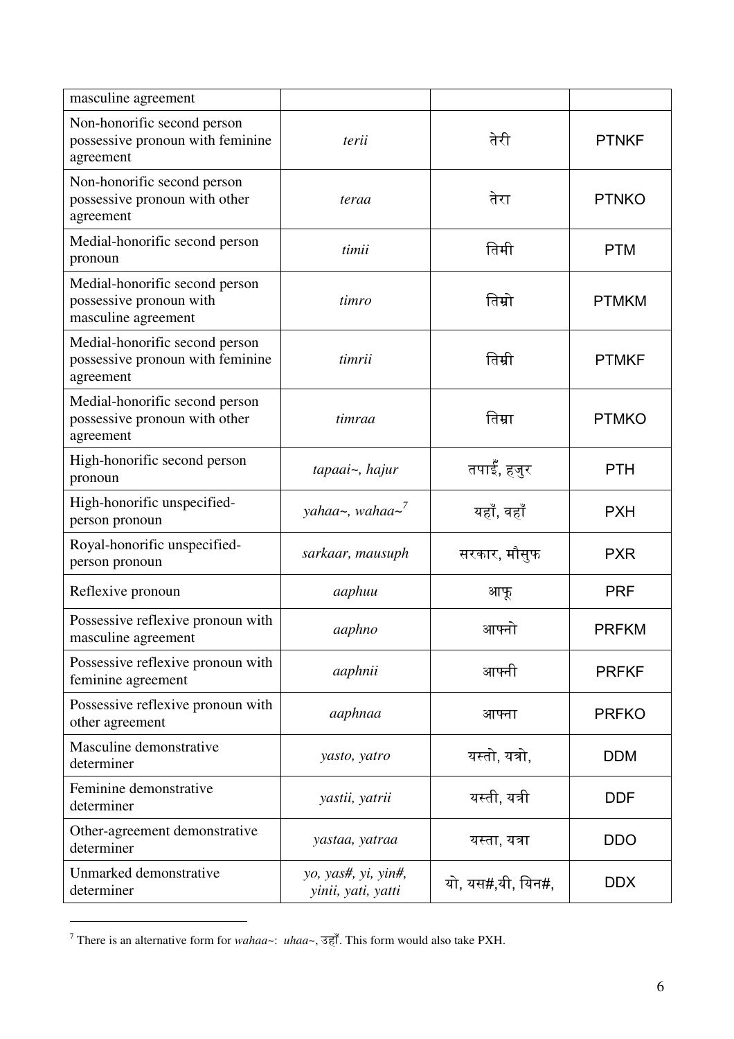| masculine agreement | | | |
|---|---|---|---|
| Non-honorific second person possessive pronoun with feminine agreement | *terii* | तेरी | PTNKF |
| Non-honorific second person possessive pronoun with other agreement | *teraa* | तेरा | PTNKO |
| Medial-honorific second person pronoun | *timii* | तिमी | PTM |
| Medial-honorific second person possessive pronoun with masculine agreement | *timro* | तिम्रो | PTMKM |
| Medial-honorific second person possessive pronoun with feminine agreement | *timrii* | तिम्री | PTMKF |
| Medial-honorific second person possessive pronoun with other agreement | *timraa* | तिम्रा | PTMKO |
| High-honorific second person pronoun | *tapaai~, hajur* | तपाइँ, हजुर | PTH |
| High-honorific unspecified-person pronoun | *yahaa~, wahaa~*[7] | यहाँ, वहाँ | PXH |
| Royal-honorific unspecified-person pronoun | *sarkaar, mausuph* | सरकार, मौसुफ | PXR |
| Reflexive pronoun | *aaphuu* | आफू | PRF |
| Possessive reflexive pronoun with masculine agreement | *aaphno* | आफ्नो | PRFKM |
| Possessive reflexive pronoun with feminine agreement | *aaphnii* | आफ्नी | PRFKF |
| Possessive reflexive pronoun with other agreement | *aaphnaa* | आफ्ना | PRFKO |
| Masculine demonstrative determiner | *yasto, yatro* | यस्तो, यत्रो, | DDM |
| Feminine demonstrative determiner | *yastii, yatrii* | यस्ती, यत्री | DDF |
| Other-agreement demonstrative determiner | *yastaa, yatraa* | यस्ता, यत्रा | DDO |
| Unmarked demonstrative determiner | *yo, yas#, yi, yin#, yinii, yati, yatti* | यो, यस#,यी, यिन#, | DDX |

[7] There is an alternative form for *wahaa~*: *uhaa~*, उहाँ. This form would also take PXH.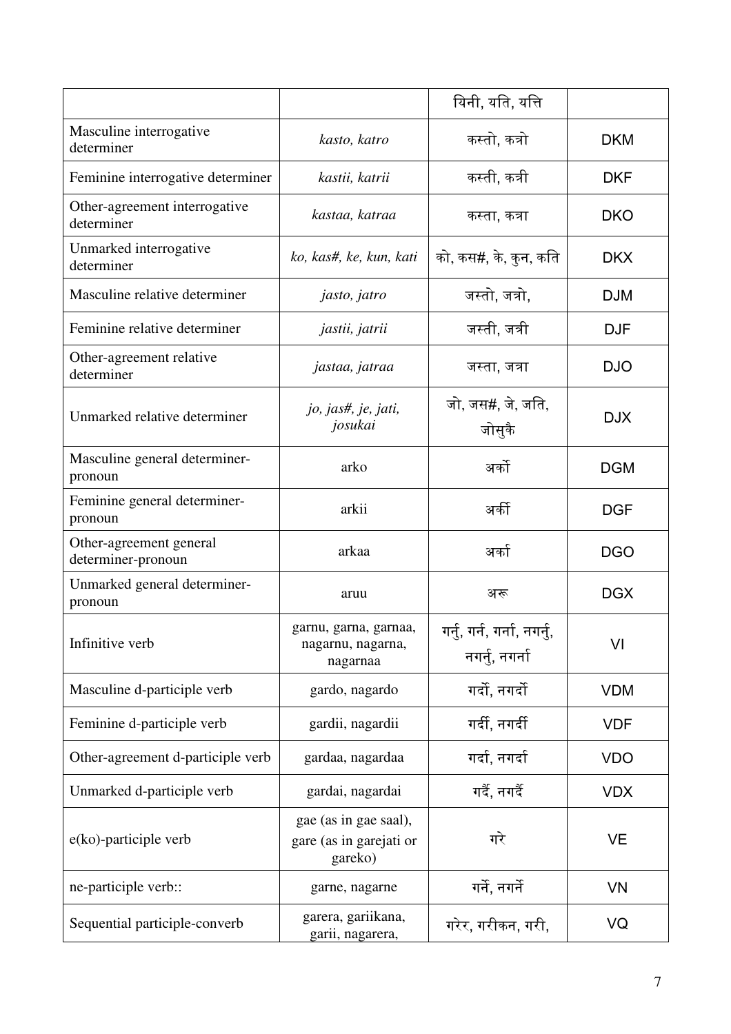| | | यिनी, यति, यत्ति | |
|---|---|---|---|
| Masculine interrogative determiner | *kasto, katro* | कस्तो, कत्रो | DKM |
| Feminine interrogative determiner | *kastii, katrii* | कस्ती, कत्री | DKF |
| Other-agreement interrogative determiner | *kastaa, katraa* | कस्ता, कत्रा | DKO |
| Unmarked interrogative determiner | *ko, kas#, ke, kun, kati* | को, कस#, के, कुन, कति | DKX |
| Masculine relative determiner | *jasto, jatro* | जस्तो, जत्रो, | DJM |
| Feminine relative determiner | *jastii, jatrii* | जस्ती, जत्री | DJF |
| Other-agreement relative determiner | *jastaa, jatraa* | जस्ता, जत्रा | DJO |
| Unmarked relative determiner | *jo, jas#, je, jati, josukai* | जो, जस#, जे, जति, जोसुकै | DJX |
| Masculine general determiner-pronoun | arko | अर्को | DGM |
| Feminine general determiner-pronoun | arkii | अर्की | DGF |
| Other-agreement general determiner-pronoun | arkaa | अर्का | DGO |
| Unmarked general determiner-pronoun | aruu | अरू | DGX |
| Infinitive verb | garnu, garna, garnaa, nagarnu, nagarna, nagarnaa | गर्नु, गर्न, गर्ना, नगर्नु, नगर्नु, नगर्ना | VI |
| Masculine d-participle verb | gardo, nagardo | गर्दो, नगर्दो | VDM |
| Feminine d-participle verb | gardii, nagardii | गर्दी, नगर्दी | VDF |
| Other-agreement d-participle verb | gardaa, nagardaa | गर्दा, नगर्दा | VDO |
| Unmarked d-participle verb | gardai, nagardai | गर्दै, नगर्दै | VDX |
| e(ko)-participle verb | gae (as in gae saal), gare (as in garejati or gareko) | गरे | VE |
| ne-participle verb:: | garne, nagarne | गर्ने, नगर्ने | VN |
| Sequential participle-converb | garera, gariikana, garii, nagarera, | गरेर, गरीकन, गरी, | VQ |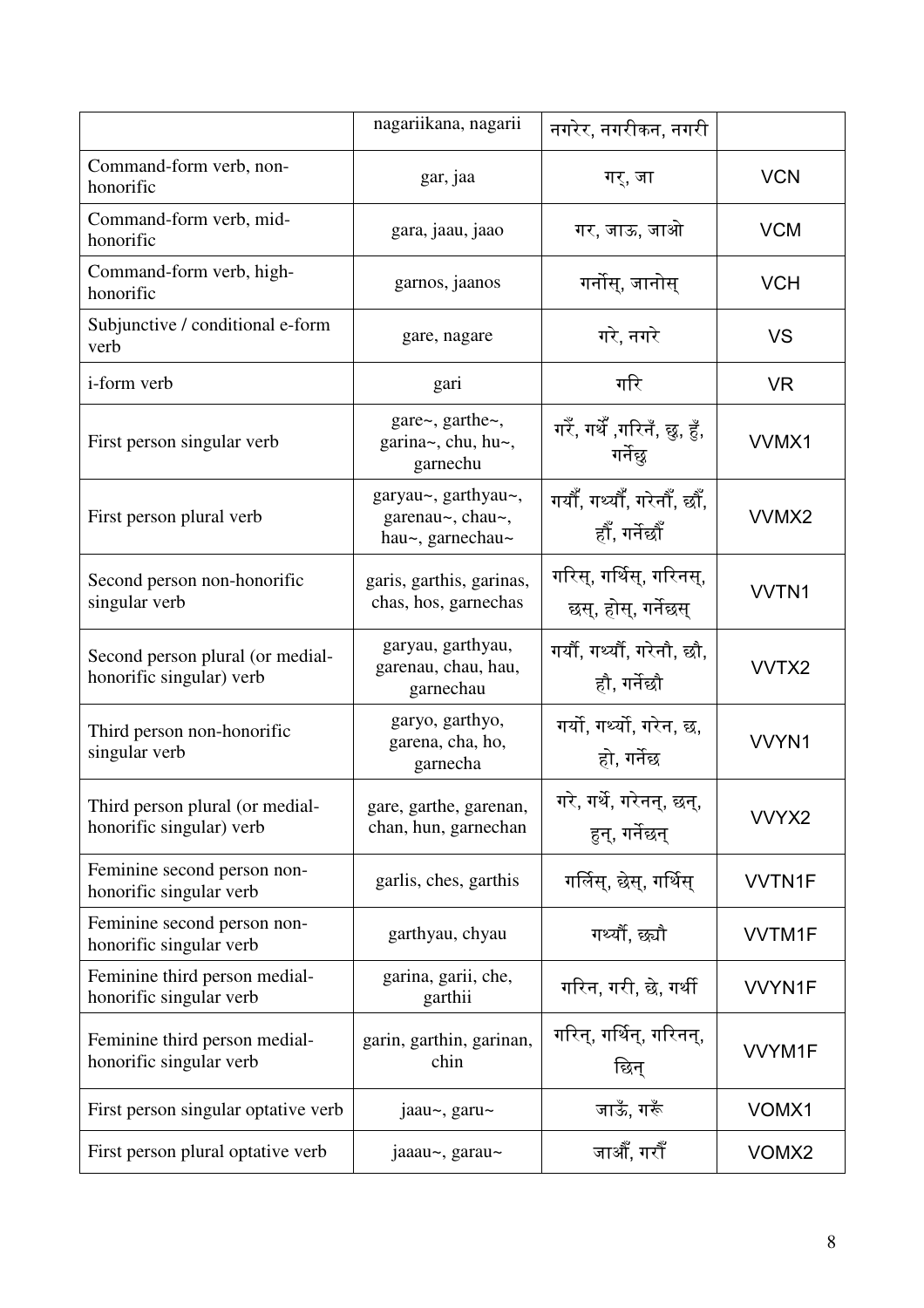|  | nagariikana, nagarii | नगरेर, नगरीकन, नगरी |  |
|---|---|---|---|
| Command-form verb, non-honorific | gar, jaa | गर्, जा | VCN |
| Command-form verb, mid-honorific | gara, jaau, jaao | गर, जाऊ, जाओ | VCM |
| Command-form verb, high-honorific | garnos, jaanos | गर्नोस्, जानोस् | VCH |
| Subjunctive / conditional e-form verb | gare, nagare | गरे, नगरे | VS |
| i-form verb | gari | गरि | VR |
| First person singular verb | gare~, garthe~, garina~, chu, hu~, garnechu | गरेँ, गर्थेँ ,गरिनँ, छु, हुँ, गर्नेछु | VVMX1 |
| First person plural verb | garyau~, garthyau~, garenau~, chau~, hau~, garnechau~ | गर्यौँ, गर्थ्यौँ, गरेनौँ, छौँ, हौँ, गर्नेछौँ | VVMX2 |
| Second person non-honorific singular verb | garis, garthis, garinas, chas, hos, garnechas | गरिस्, गर्थिस्, गरिनस्, छस्, होस्, गर्नेछस् | VVTN1 |
| Second person plural (or medial-honorific singular) verb | garyau, garthyau, garenau, chau, hau, garnechau | गर्यौ, गर्थ्यौ, गरेनौ, छौ, हौ, गर्नेछौ | VVTX2 |
| Third person non-honorific singular verb | garyo, garthyo, garena, cha, ho, garnecha | गर्यो, गर्थ्यो, गरेन, छ, हो, गर्नेछ | VVYN1 |
| Third person plural (or medial-honorific singular) verb | gare, garthe, garenan, chan, hun, garnechan | गरे, गर्थे, गरेनन्, छन्, हुन्, गर्नेछन् | VVYX2 |
| Feminine second person non-honorific singular verb | garlis, ches, garthis | गर्लिस्, छेस्, गर्थिस् | VVTN1F |
| Feminine second person non-honorific singular verb | garthyau, chyau | गर्थ्यौ, छ्यौ | VVTM1F |
| Feminine third person medial-honorific singular verb | garina, garii, che, garthii | गरिन, गरी, छे, गर्थी | VVYN1F |
| Feminine third person medial-honorific singular verb | garin, garthin, garinan, chin | गरिन्, गर्थिन्, गरिनन्, छिन् | VVYM1F |
| First person singular optative verb | jaau~, garu~ | जाऊँ, गरूँ | VOMX1 |
| First person plural optative verb | jaaau~, garau~ | जाऔँ, गरौँ | VOMX2 |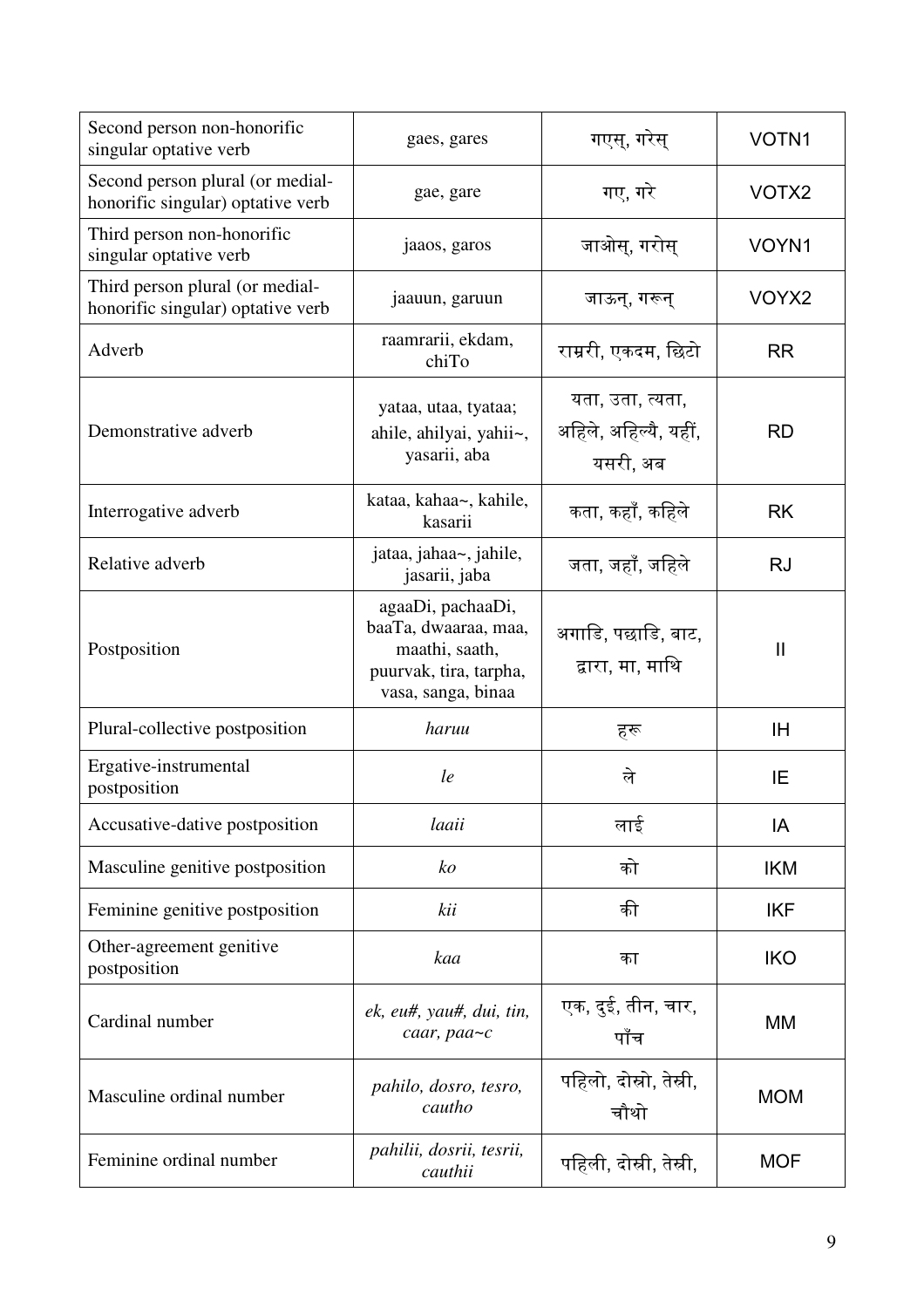| Second person non-honorific singular optative verb | gaes, gares | गएस्, गरेस् | VOTN1 |
|---|---|---|---|
| Second person plural (or medial-honorific singular) optative verb | gae, gare | गए, गरे | VOTX2 |
| Third person non-honorific singular optative verb | jaaos, garos | जाओस्, गरोस् | VOYN1 |
| Third person plural (or medial-honorific singular) optative verb | jaauun, garuun | जाऊन्, गरून् | VOYX2 |
| Adverb | raamrarii, ekdam, chiTo | राम्ररी, एकदम, छिटो | RR |
| Demonstrative adverb | yataa, utaa, tyataa; ahile, ahilyai, yahii~, yasarii, aba | यता, उता, त्यता, अहिले, अहिल्यै, यहीं, यसरी, अब | RD |
| Interrogative adverb | kataa, kahaa~, kahile, kasarii | कता, कहाँ, कहिले | RK |
| Relative adverb | jataa, jahaa~, jahile, jasarii, jaba | जता, जहाँ, जहिले | RJ |
| Postposition | agaaDi, pachaaDi, baaTa, dwaaraa, maa, maathi, saath, puurvak, tira, tarpha, vasa, sanga, binaa | अगाडि, पछाडि, बाट, द्वारा, मा, माथि | II |
| Plural-collective postposition | *haruu* | हरू | IH |
| Ergative-instrumental postposition | *le* | ले | IE |
| Accusative-dative postposition | *laaii* | लाई | IA |
| Masculine genitive postposition | *ko* | को | IKM |
| Feminine genitive postposition | *kii* | की | IKF |
| Other-agreement genitive postposition | *kaa* | का | IKO |
| Cardinal number | *ek, eu#, yau#, dui, tin, caar, paa~c* | एक, दुई, तीन, चार, पाँच | MM |
| Masculine ordinal number | *pahilo, dosro, tesro, cautho* | पहिलो, दोस्रो, तेस्रो, चौथो | MOM |
| Feminine ordinal number | *pahilii, dosrii, tesrii, cauthii* | पहिली, दोस्री, तेस्री, | MOF |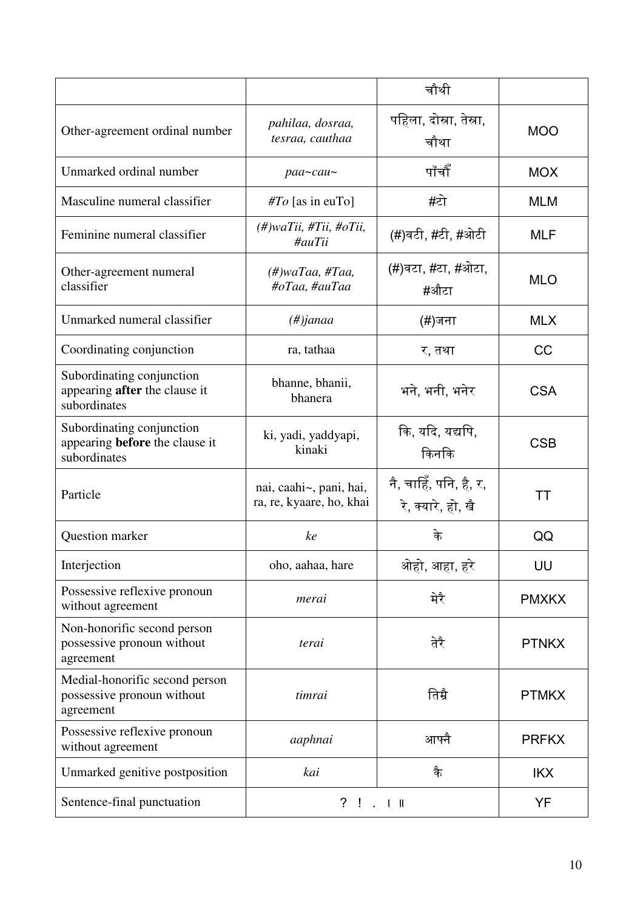| | | चौथी | |
|---|---|---|---|
| Other-agreement ordinal number | *pahilaa, dosraa, tesraa, cauthaa* | पहिला, दोस्रा, तेस्रा, चौथा | MOO |
| Unmarked ordinal number | *paa~cau~* | पाँचौँ | MOX |
| Masculine numeral classifier | *#To* [as in euTo] | #टो | MLM |
| Feminine numeral classifier | *(#)waTii, #Tii, #oTii, #auTii* | (#)वटी, #टी, #ओटी | MLF |
| Other-agreement numeral classifier | *(#)waTaa, #Taa, #oTaa, #auTaa* | (#)वटा, #टा, #ओटा, #औटा | MLO |
| Unmarked numeral classifier | *(#)janaa* | (#)जना | MLX |
| Coordinating conjunction | ra, tathaa | र, तथा | CC |
| Subordinating conjunction appearing **after** the clause it subordinates | bhanne, bhanii, bhanera | भने, भनी, भनेर | CSA |
| Subordinating conjunction appearing **before** the clause it subordinates | ki, yadi, yaddyapi, kinaki | कि, यदि, यद्यपि, किनकि | CSB |
| Particle | nai, caahi~, pani, hai, ra, re, kyaare, ho, khai | नै, चाहिँ, पनि, है, र, रे, क्यारे, हो, खै | TT |
| Question marker | *ke* | के | QQ |
| Interjection | oho, aahaa, hare | ओहो, आहा, हरे | UU |
| Possessive reflexive pronoun without agreement | *merai* | मेरै | PMXKX |
| Non-honorific second person possessive pronoun without agreement | *terai* | तेरै | PTNKX |
| Medial-honorific second person possessive pronoun without agreement | *timrai* | तिम्रै | PTMKX |
| Possessive reflexive pronoun without agreement | *aaphnai* | आफ्नै | PRFKX |
| Unmarked genitive postposition | *kai* | कै | IKX |
| Sentence-final punctuation | ? ! . । ॥ | | YF |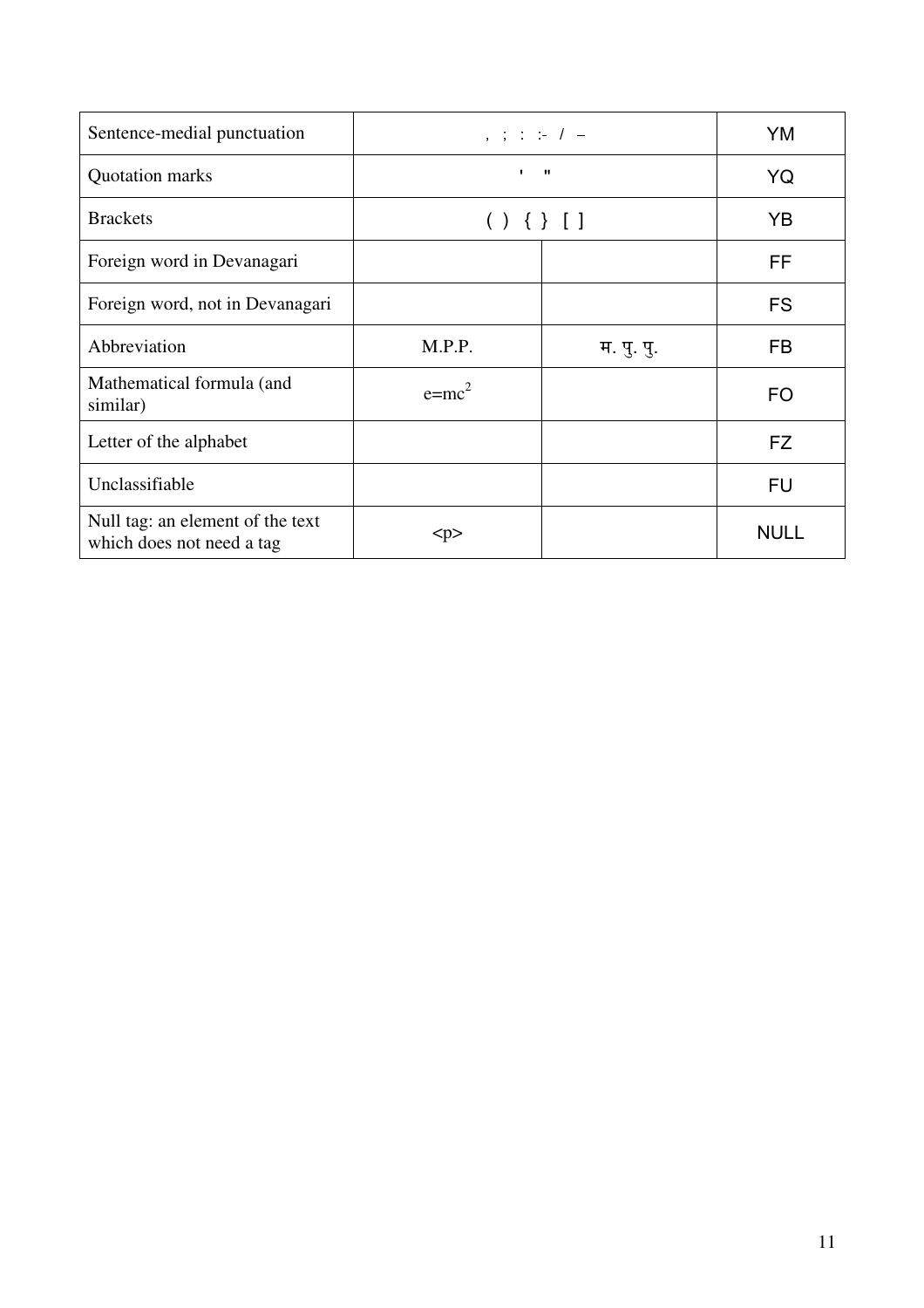| | | | |
|---|---|---|---|
| Sentence-medial punctuation | , ; : :- / – | | YM |
| Quotation marks | ' " | | YQ |
| Brackets | ( ) { } [ ] | | YB |
| Foreign word in Devanagari | | | FF |
| Foreign word, not in Devanagari | | | FS |
| Abbreviation | M.P.P. | म. पु. पु. | FB |
| Mathematical formula (and similar) | $e=mc^2$ | | FO |
| Letter of the alphabet | | | FZ |
| Unclassifiable | | | FU |
| Null tag: an element of the text which does not need a tag | <p> | | NULL |